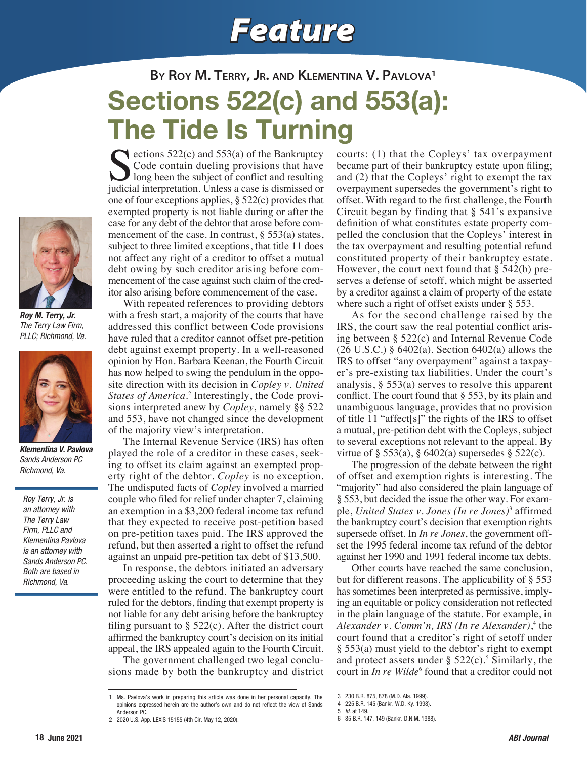Feature

By Roy M. Terry, Jr. and Klementina V. Pavlova[1]

# Sections 522(c) and 553(a): The Tide Is Turning

***Roy M. Terry, Jr.***
*The Terry Law Firm, PLLC; Richmond, Va.*

***Klementina V. Pavlova***
*Sands Anderson PC Richmond, Va.*

*Roy Terry, Jr. is an attorney with The Terry Law Firm, PLLC and Klementina Pavlova is an attorney with Sands Anderson PC. Both are based in Richmond, Va.*

Sections 522(c) and 553(a) of the Bankruptcy Code contain dueling provisions that have long been the subject of conflict and resulting judicial interpretation. Unless a case is dismissed or one of four exceptions applies, § 522(c) provides that exempted property is not liable during or after the case for any debt of the debtor that arose before commencement of the case. In contrast, § 553(a) states, subject to three limited exceptions, that title 11 does not affect any right of a creditor to offset a mutual debt owing by such creditor arising before commencement of the case against such claim of the creditor also arising before commencement of the case.

With repeated references to providing debtors with a fresh start, a majority of the courts that have addressed this conflict between Code provisions have ruled that a creditor cannot offset pre-petition debt against exempt property. In a well-reasoned opinion by Hon. Barbara Keenan, the Fourth Circuit has now helped to swing the pendulum in the opposite direction with its decision in *Copley v. United States of America*.[2] Interestingly, the Code provisions interpreted anew by *Copley*, namely §§ 522 and 553, have not changed since the development of the majority view's interpretation.

The Internal Revenue Service (IRS) has often played the role of a creditor in these cases, seeking to offset its claim against an exempted property right of the debtor. *Copley* is no exception. The undisputed facts of *Copley* involved a married couple who filed for relief under chapter 7, claiming an exemption in a $3,200 federal income tax refund that they expected to receive post-petition based on pre-petition taxes paid. The IRS approved the refund, but then asserted a right to offset the refund against an unpaid pre-petition tax debt of $13,500.

In response, the debtors initiated an adversary proceeding asking the court to determine that they were entitled to the refund. The bankruptcy court ruled for the debtors, finding that exempt property is not liable for any debt arising before the bankruptcy filing pursuant to § 522(c). After the district court affirmed the bankruptcy court's decision on its initial appeal, the IRS appealed again to the Fourth Circuit.

The government challenged two legal conclusions made by both the bankruptcy and district courts: (1) that the Copleys' tax overpayment became part of their bankruptcy estate upon filing; and (2) that the Copleys' right to exempt the tax overpayment supersedes the government's right to offset. With regard to the first challenge, the Fourth Circuit began by finding that § 541's expansive definition of what constitutes estate property compelled the conclusion that the Copleys' interest in the tax overpayment and resulting potential refund constituted property of their bankruptcy estate. However, the court next found that § 542(b) preserves a defense of setoff, which might be asserted by a creditor against a claim of property of the estate where such a right of offset exists under § 553.

As for the second challenge raised by the IRS, the court saw the real potential conflict arising between § 522(c) and Internal Revenue Code (26 U.S.C.) § 6402(a). Section 6402(a) allows the IRS to offset "any overpayment" against a taxpayer's pre-existing tax liabilities. Under the court's analysis, § 553(a) serves to resolve this apparent conflict. The court found that § 553, by its plain and unambiguous language, provides that no provision of title 11 "affect[s]" the rights of the IRS to offset a mutual, pre-petition debt with the Copleys, subject to several exceptions not relevant to the appeal. By virtue of § 553(a), § 6402(a) supersedes § 522(c).

The progression of the debate between the right of offset and exemption rights is interesting. The "majority" had also considered the plain language of § 553, but decided the issue the other way. For example, *United States v. Jones (In re Jones)*[3] affirmed the bankruptcy court's decision that exemption rights supersede offset. In *In re Jones*, the government offset the 1995 federal income tax refund of the debtor against her 1990 and 1991 federal income tax debts.

Other courts have reached the same conclusion, but for different reasons. The applicability of § 553 has sometimes been interpreted as permissive, implying an equitable or policy consideration not reflected in the plain language of the statute. For example, in *Alexander v. Comm'n, IRS (In re Alexander)*,[4] the court found that a creditor's right of setoff under § 553(a) must yield to the debtor's right to exempt and protect assets under § 522(c).[5] Similarly, the court in *In re Wilde*[6] found that a creditor could not

---

1 Ms. Pavlova's work in preparing this article was done in her personal capacity. The opinions expressed herein are the author's own and do not reflect the view of Sands Anderson PC.

2 2020 U.S. App. LEXIS 15155 (4th Cir. May 12, 2020).

3 230 B.R. 875, 878 (M.D. Ala. 1999).

4 225 B.R. 145 (Bankr. W.D. Ky. 1998).

5 *Id.* at 149.

6 85 B.R. 147, 149 (Bankr. D.N.M. 1988).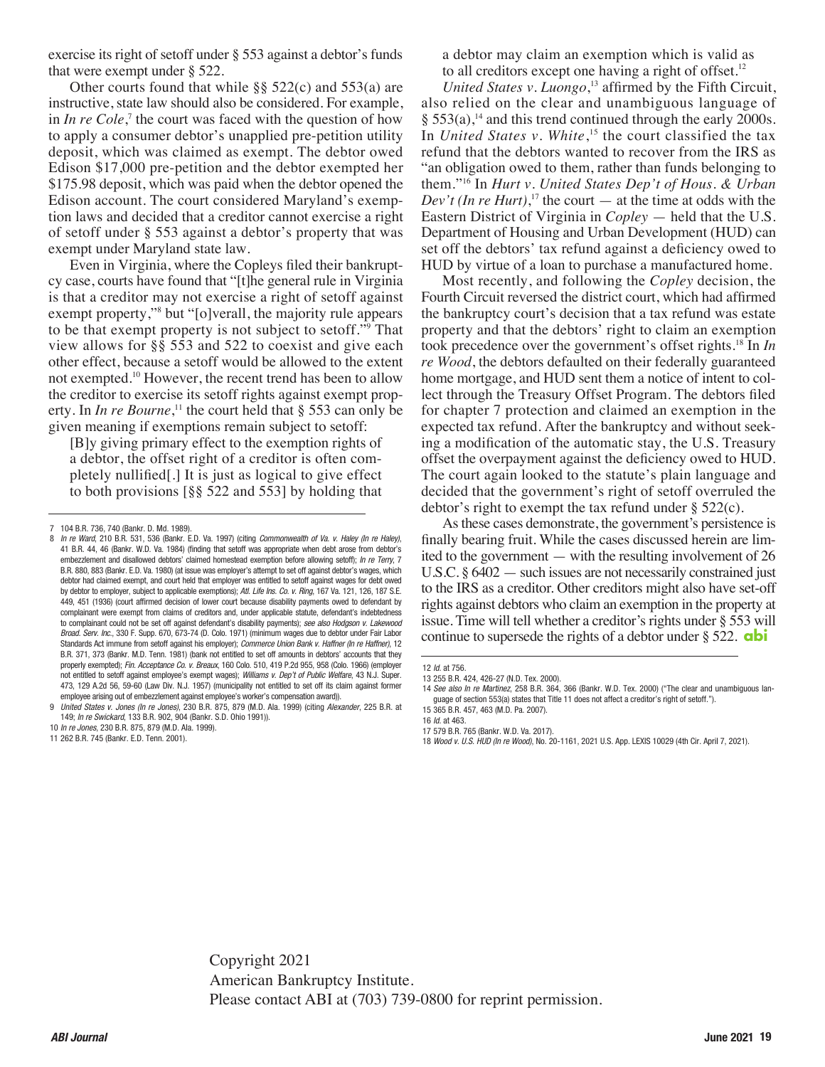exercise its right of setoff under § 553 against a debtor's funds that were exempt under § 522.

Other courts found that while §§ 522(c) and 553(a) are instructive, state law should also be considered. For example, in *In re Cole*,[7] the court was faced with the question of how to apply a consumer debtor's unapplied pre-petition utility deposit, which was claimed as exempt. The debtor owed Edison $17,000 pre-petition and the debtor exempted her $175.98 deposit, which was paid when the debtor opened the Edison account. The court considered Maryland's exemption laws and decided that a creditor cannot exercise a right of setoff under § 553 against a debtor's property that was exempt under Maryland state law.

Even in Virginia, where the Copleys filed their bankruptcy case, courts have found that "[t]he general rule in Virginia is that a creditor may not exercise a right of setoff against exempt property,"[8] but "[o]verall, the majority rule appears to be that exempt property is not subject to setoff."[9] That view allows for §§ 553 and 522 to coexist and give each other effect, because a setoff would be allowed to the extent not exempted.[10] However, the recent trend has been to allow the creditor to exercise its setoff rights against exempt property. In *In re Bourne*,[11] the court held that § 553 can only be given meaning if exemptions remain subject to setoff:

> [B]y giving primary effect to the exemption rights of a debtor, the offset right of a creditor is often completely nullified[.] It is just as logical to give effect to both provisions [§§ 522 and 553] by holding that a debtor may claim an exemption which is valid as to all creditors except one having a right of offset.[12]

*United States v. Luongo*,[13] affirmed by the Fifth Circuit, also relied on the clear and unambiguous language of § 553(a),[14] and this trend continued through the early 2000s. In *United States v. White*,[15] the court classified the tax refund that the debtors wanted to recover from the IRS as "an obligation owed to them, rather than funds belonging to them."[16] In *Hurt v. United States Dep't of Hous. & Urban Dev't (In re Hurt)*,[17] the court — at the time at odds with the Eastern District of Virginia in *Copley* — held that the U.S. Department of Housing and Urban Development (HUD) can set off the debtors' tax refund against a deficiency owed to HUD by virtue of a loan to purchase a manufactured home.

Most recently, and following the *Copley* decision, the Fourth Circuit reversed the district court, which had affirmed the bankruptcy court's decision that a tax refund was estate property and that the debtors' right to claim an exemption took precedence over the government's offset rights.[18] In *In re Wood*, the debtors defaulted on their federally guaranteed home mortgage, and HUD sent them a notice of intent to collect through the Treasury Offset Program. The debtors filed for chapter 7 protection and claimed an exemption in the expected tax refund. After the bankruptcy and without seeking a modification of the automatic stay, the U.S. Treasury offset the overpayment against the deficiency owed to HUD. The court again looked to the statute's plain language and decided that the government's right of setoff overruled the debtor's right to exempt the tax refund under § 522(c).

As these cases demonstrate, the government's persistence is finally bearing fruit. While the cases discussed herein are limited to the government — with the resulting involvement of 26 U.S.C. § 6402 — such issues are not necessarily constrained just to the IRS as a creditor. Other creditors might also have set-off rights against debtors who claim an exemption in the property at issue. Time will tell whether a creditor's rights under § 553 will continue to supersede the rights of a debtor under § 522. abi

---

7 104 B.R. 736, 740 (Bankr. D. Md. 1989).

8 *In re Ward*, 210 B.R. 531, 536 (Bankr. E.D. Va. 1997) (citing *Commonwealth of Va. v. Haley (In re Haley)*, 41 B.R. 44, 46 (Bankr. W.D. Va. 1984) (finding that setoff was appropriate when debt arose from debtor's embezzlement and disallowed debtors' claimed homestead exemption before allowing setoff); *In re Terry*, 7 B.R. 880, 883 (Bankr. E.D. Va. 1980) (at issue was employer's attempt to set off against debtor's wages, which debtor had claimed exempt, and court held that employer was entitled to setoff against wages for debt owed by debtor to employer, subject to applicable exemptions); *Atl. Life Ins. Co. v. Ring*, 167 Va. 121, 126, 187 S.E. 449, 451 (1936) (court affirmed decision of lower court because disability payments owed to defendant by complainant were exempt from claims of creditors and, under applicable statute, defendant's indebtedness to complainant could not be set off against defendant's disability payments); *see also Hodgson v. Lakewood Broad. Serv. Inc.*, 330 F. Supp. 670, 673-74 (D. Colo. 1971) (minimum wages due to debtor under Fair Labor Standards Act immune from setoff against his employer); *Commerce Union Bank v. Haffner (In re Haffner)*, 12 B.R. 371, 373 (Bankr. M.D. Tenn. 1981) (bank not entitled to set off amounts in debtors' accounts that they properly exempted); *Fin. Acceptance Co. v. Breaux*, 160 Colo. 510, 419 P.2d 955, 958 (Colo. 1966) (employer not entitled to setoff against employee's exempt wages); *Williams v. Dep't of Public Welfare*, 43 N.J. Super. 473, 129 A.2d 56, 59-60 (Law Div. N.J. 1957) (municipality not entitled to set off its claim against former employee arising out of embezzlement against employee's worker's compensation award)).

9 *United States v. Jones (In re Jones)*, 230 B.R. 875, 879 (M.D. Ala. 1999) (citing *Alexander*, 225 B.R. at 149; *In re Swickard*, 133 B.R. 902, 904 (Bankr. S.D. Ohio 1991)).

10 *In re Jones*, 230 B.R. 875, 879 (M.D. Ala. 1999).

11 262 B.R. 745 (Bankr. E.D. Tenn. 2001).

12 *Id.* at 756.

13 255 B.R. 424, 426-27 (N.D. Tex. 2000).

14 *See also In re Martinez*, 258 B.R. 364, 366 (Bankr. W.D. Tex. 2000) ("The clear and unambiguous language of section 553(a) states that Title 11 does not affect a creditor's right of setoff.").

15 365 B.R. 457, 463 (M.D. Pa. 2007).

16 *Id.* at 463.

17 579 B.R. 765 (Bankr. W.D. Va. 2017).

18 *Wood v. U.S. HUD (In re Wood)*, No. 20-1161, 2021 U.S. App. LEXIS 10029 (4th Cir. April 7, 2021).

Copyright 2021
American Bankruptcy Institute.
Please contact ABI at (703) 739-0800 for reprint permission.